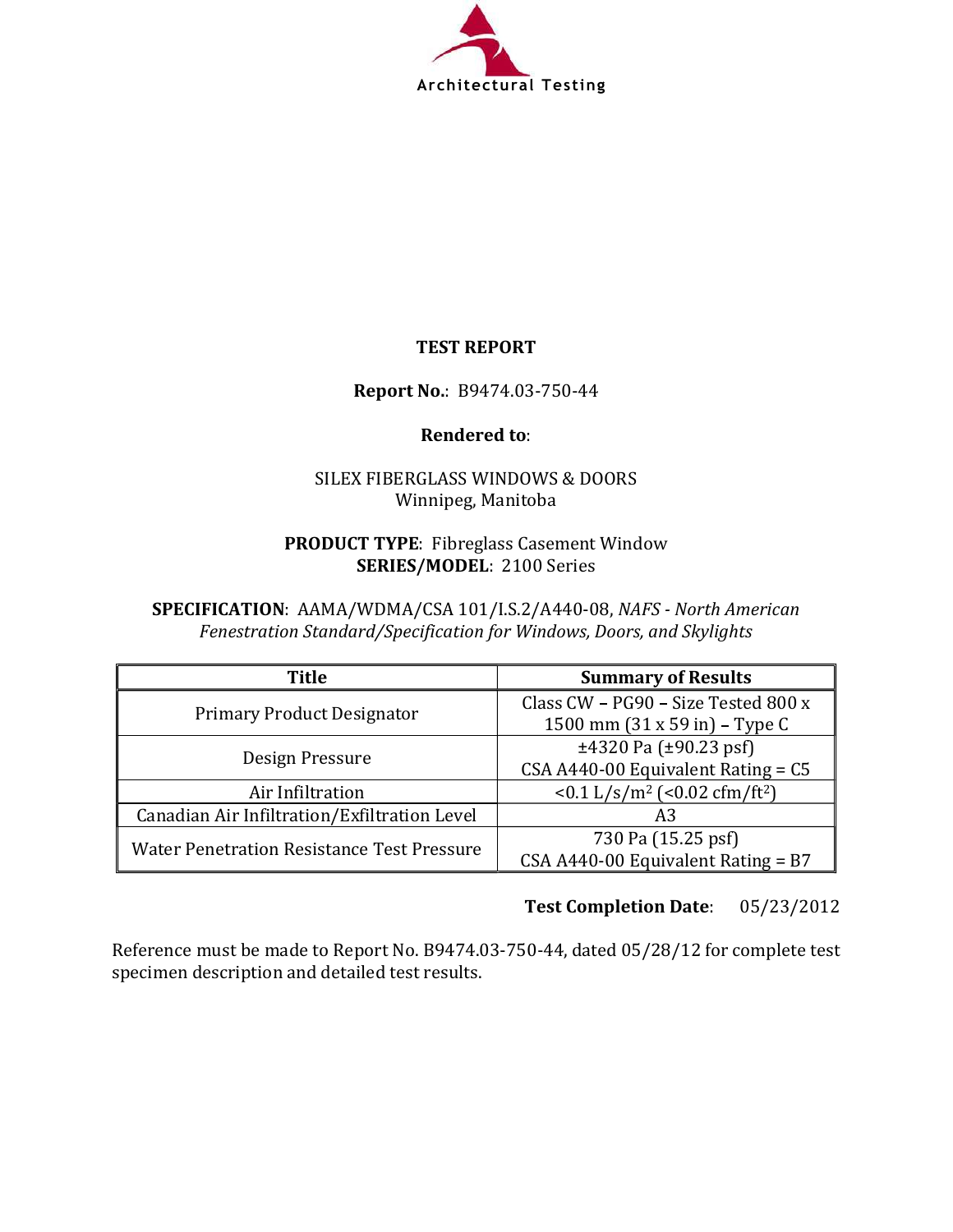Architectural Testing

# TEST REPORT

**Report No.**: B9474.03-750-44

**Rendered to**:

SILEX FIBERGLASS WINDOWS & DOORS
Winnipeg, Manitoba

**PRODUCT TYPE**: Fibreglass Casement Window
**SERIES/MODEL**: 2100 Series

**SPECIFICATION**: AAMA/WDMA/CSA 101/I.S.2/A440-08, *NAFS - North American Fenestration Standard/Specification for Windows, Doors, and Skylights*

| Title | Summary of Results |
|---|---|
| Primary Product Designator | Class CW – PG90 – Size Tested 800 x 1500 mm (31 x 59 in) – Type C |
| Design Pressure | ±4320 Pa (±90.23 psf) CSA A440-00 Equivalent Rating = C5 |
| Air Infiltration | <0.1 L/s/m² (<0.02 cfm/ft²) |
| Canadian Air Infiltration/Exfiltration Level | A3 |
| Water Penetration Resistance Test Pressure | 730 Pa (15.25 psf) CSA A440-00 Equivalent Rating = B7 |

**Test Completion Date**: 05/23/2012

Reference must be made to Report No. B9474.03-750-44, dated 05/28/12 for complete test specimen description and detailed test results.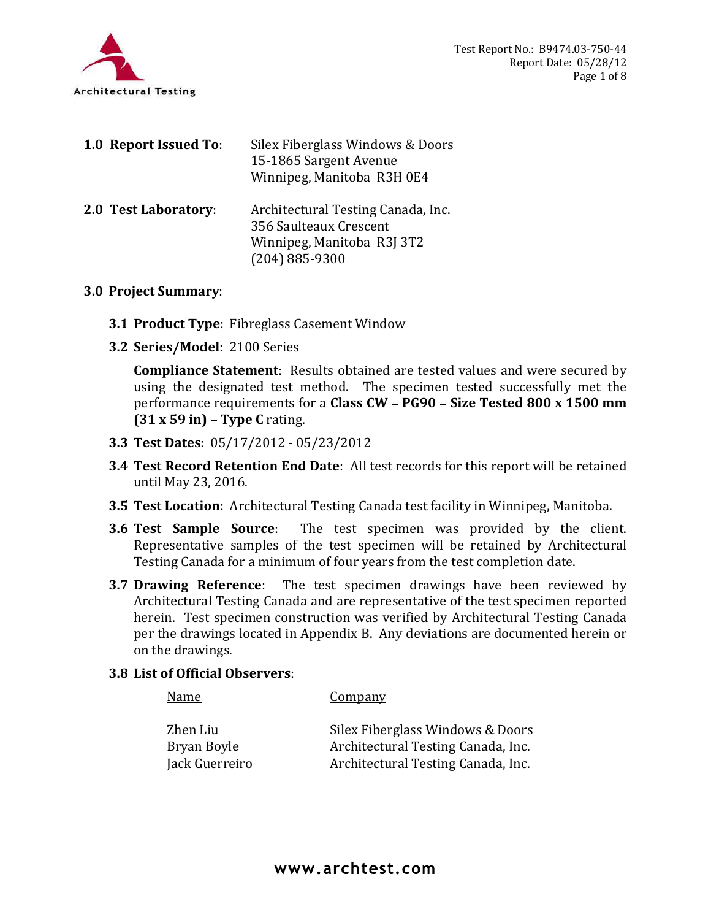**1.0 Report Issued To**: Silex Fiberglass Windows & Doors
15-1865 Sargent Avenue
Winnipeg, Manitoba R3H 0E4

**2.0 Test Laboratory**: Architectural Testing Canada, Inc.
356 Saulteaux Crescent
Winnipeg, Manitoba R3J 3T2
(204) 885-9300

**3.0 Project Summary**:

**3.1 Product Type**: Fibreglass Casement Window

**3.2 Series/Model**: 2100 Series

**Compliance Statement**: Results obtained are tested values and were secured by using the designated test method. The specimen tested successfully met the performance requirements for a **Class CW – PG90 – Size Tested 800 x 1500 mm (31 x 59 in) – Type C** rating.

**3.3 Test Dates**: 05/17/2012 - 05/23/2012

**3.4 Test Record Retention End Date**: All test records for this report will be retained until May 23, 2016.

**3.5 Test Location**: Architectural Testing Canada test facility in Winnipeg, Manitoba.

**3.6 Test Sample Source**: The test specimen was provided by the client. Representative samples of the test specimen will be retained by Architectural Testing Canada for a minimum of four years from the test completion date.

**3.7 Drawing Reference**: The test specimen drawings have been reviewed by Architectural Testing Canada and are representative of the test specimen reported herein. Test specimen construction was verified by Architectural Testing Canada per the drawings located in Appendix B. Any deviations are documented herein or on the drawings.

**3.8 List of Official Observers**:

| Name | Company |
|---|---|
| Zhen Liu | Silex Fiberglass Windows & Doors |
| Bryan Boyle | Architectural Testing Canada, Inc. |
| Jack Guerreiro | Architectural Testing Canada, Inc. |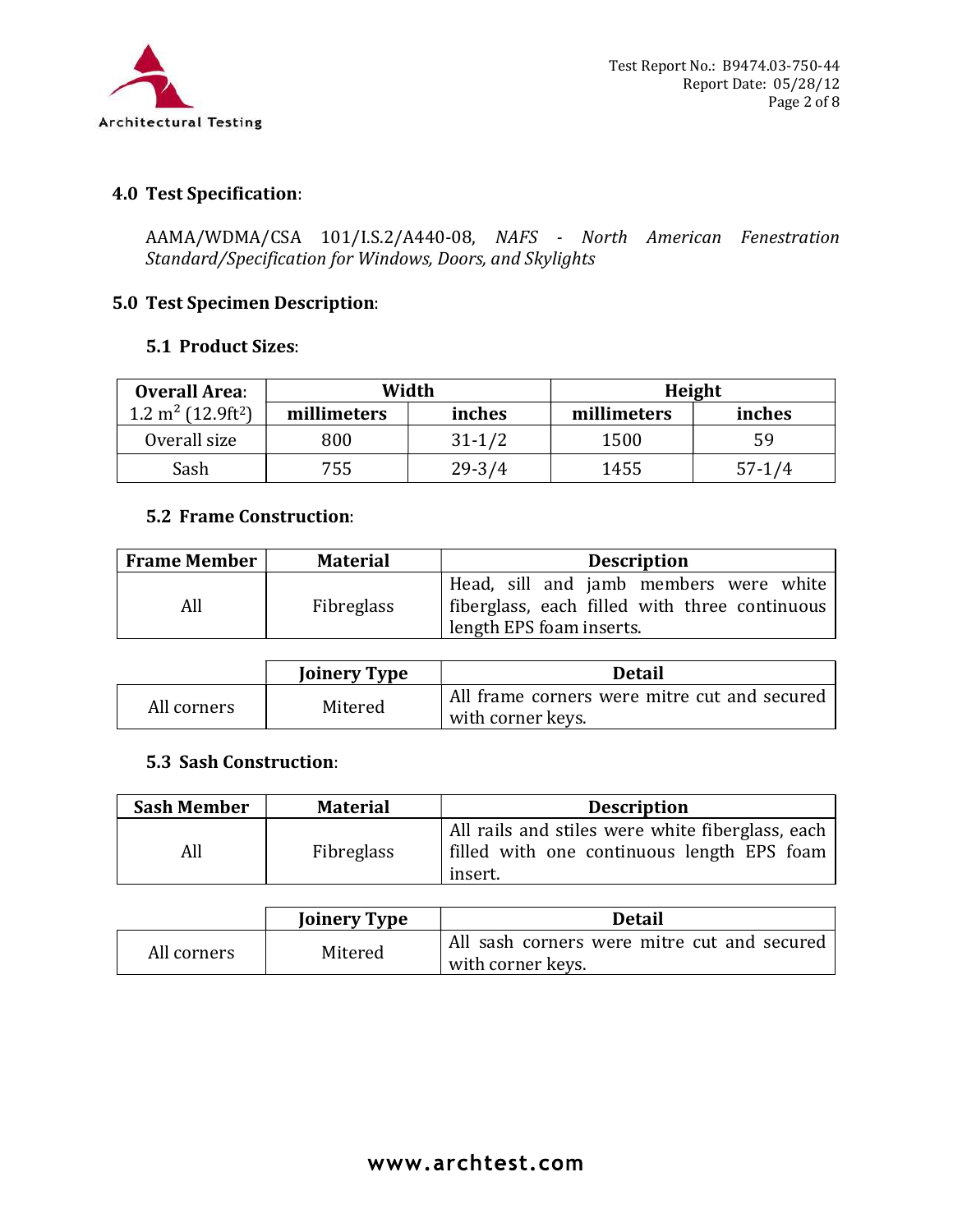## 4.0 Test Specification:

AAMA/WDMA/CSA 101/I.S.2/A440-08, *NAFS - North American Fenestration Standard/Specification for Windows, Doors, and Skylights*

## 5.0 Test Specimen Description:

### 5.1 Product Sizes:

| **Overall Area:** | **Width** | | **Height** | |
|---|---|---|---|---|
| 1.2 $m^2$ (12.9$ft^2$) | **millimeters** | **inches** | **millimeters** | **inches** |
| Overall size | 800 | 31-1/2 | 1500 | 59 |
| Sash | 755 | 29-3/4 | 1455 | 57-1/4 |

### 5.2 Frame Construction:

| **Frame Member** | **Material** | **Description** |
|---|---|---|
| All | Fibreglass | Head, sill and jamb members were white fiberglass, each filled with three continuous length EPS foam inserts. |

| | **Joinery Type** | **Detail** |
|---|---|---|
| All corners | Mitered | All frame corners were mitre cut and secured with corner keys. |

### 5.3 Sash Construction:

| **Sash Member** | **Material** | **Description** |
|---|---|---|
| All | Fibreglass | All rails and stiles were white fiberglass, each filled with one continuous length EPS foam insert. |

| | **Joinery Type** | **Detail** |
|---|---|---|
| All corners | Mitered | All sash corners were mitre cut and secured with corner keys. |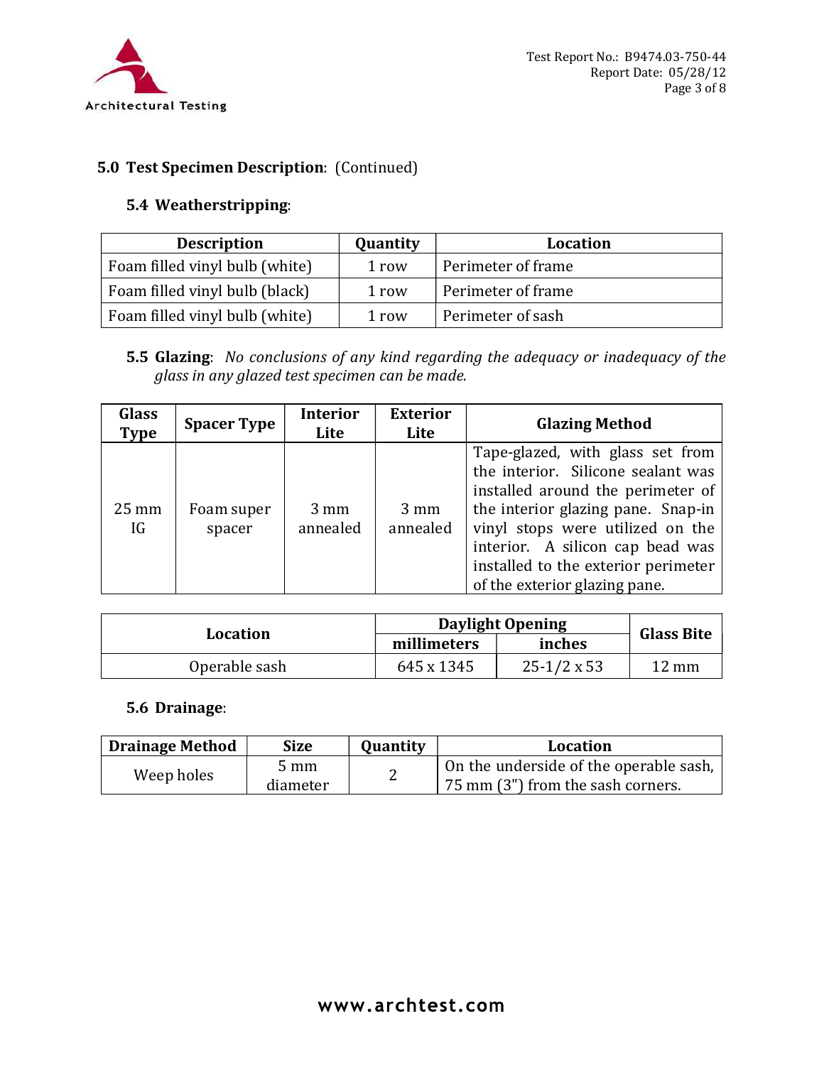## 5.0 Test Specimen Description: (Continued)

### 5.4 Weatherstripping:

| Description | Quantity | Location |
|---|---|---|
| Foam filled vinyl bulb (white) | 1 row | Perimeter of frame |
| Foam filled vinyl bulb (black) | 1 row | Perimeter of frame |
| Foam filled vinyl bulb (white) | 1 row | Perimeter of sash |

### 5.5 Glazing: *No conclusions of any kind regarding the adequacy or inadequacy of the glass in any glazed test specimen can be made.*

| Glass Type | Spacer Type | Interior Lite | Exterior Lite | Glazing Method |
|---|---|---|---|---|
| 25 mm IG | Foam super spacer | 3 mm annealed | 3 mm annealed | Tape-glazed, with glass set from the interior. Silicone sealant was installed around the perimeter of the interior glazing pane. Snap-in vinyl stops were utilized on the interior. A silicon cap bead was installed to the exterior perimeter of the exterior glazing pane. |

| Location | Daylight Opening | | Glass Bite |
|---|---|---|---|
| | millimeters | inches | |
| Operable sash | 645 x 1345 | 25-1/2 x 53 | 12 mm |

### 5.6 Drainage:

| Drainage Method | Size | Quantity | Location |
|---|---|---|---|
| Weep holes | 5 mm diameter | 2 | On the underside of the operable sash, 75 mm (3") from the sash corners. |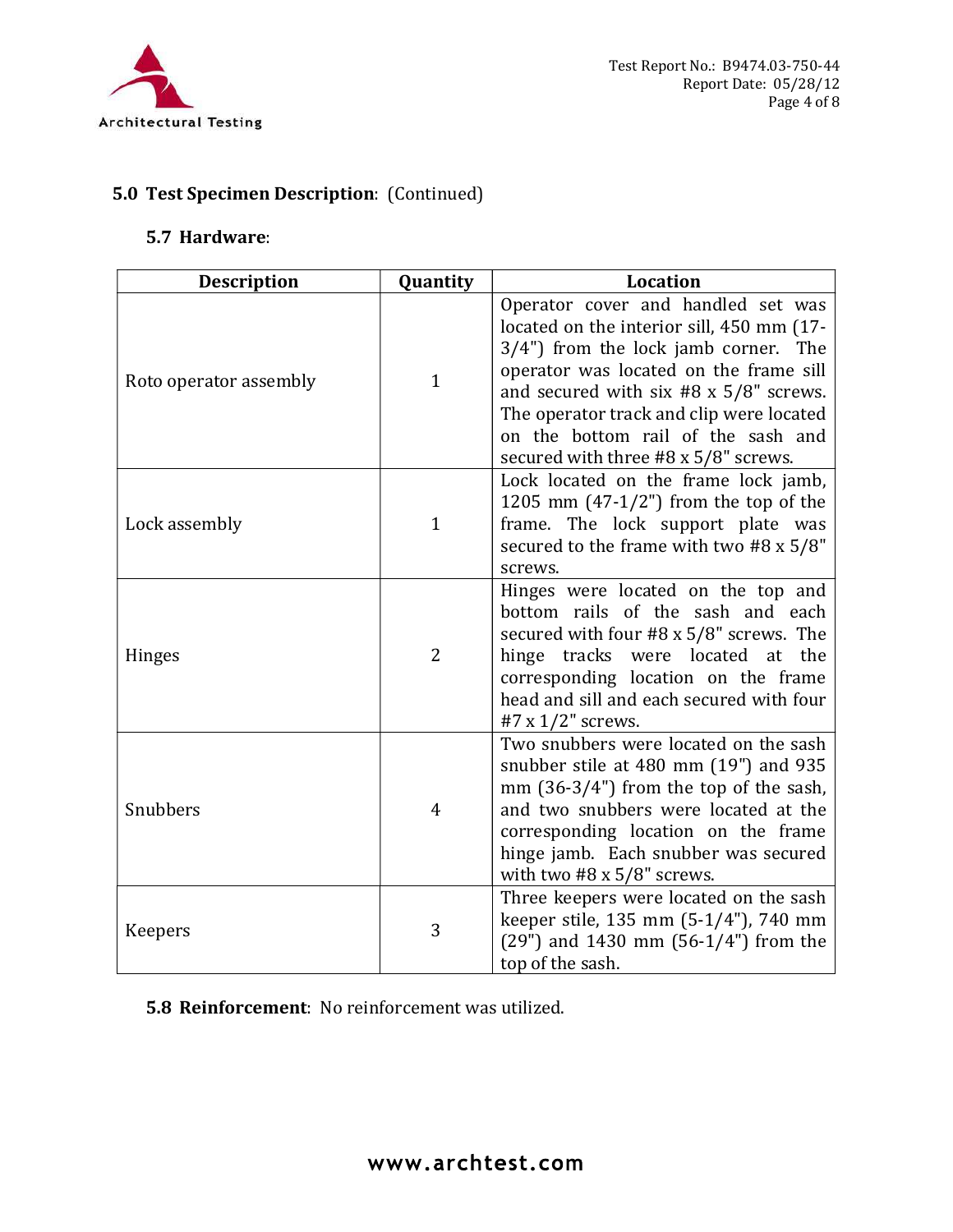## 5.0 Test Specimen Description: (Continued)

### 5.7 Hardware:

| Description | Quantity | Location |
|---|---|---|
| Roto operator assembly | 1 | Operator cover and handled set was located on the interior sill, 450 mm (17-3/4") from the lock jamb corner. The operator was located on the frame sill and secured with six #8 x 5/8" screws. The operator track and clip were located on the bottom rail of the sash and secured with three #8 x 5/8" screws. |
| Lock assembly | 1 | Lock located on the frame lock jamb, 1205 mm (47-1/2") from the top of the frame. The lock support plate was secured to the frame with two #8 x 5/8" screws. |
| Hinges | 2 | Hinges were located on the top and bottom rails of the sash and each secured with four #8 x 5/8" screws. The hinge tracks were located at the corresponding location on the frame head and sill and each secured with four #7 x 1/2" screws. |
| Snubbers | 4 | Two snubbers were located on the sash snubber stile at 480 mm (19") and 935 mm (36-3/4") from the top of the sash, and two snubbers were located at the corresponding location on the frame hinge jamb. Each snubber was secured with two #8 x 5/8" screws. |
| Keepers | 3 | Three keepers were located on the sash keeper stile, 135 mm (5-1/4"), 740 mm (29") and 1430 mm (56-1/4") from the top of the sash. |

### 5.8 Reinforcement: No reinforcement was utilized.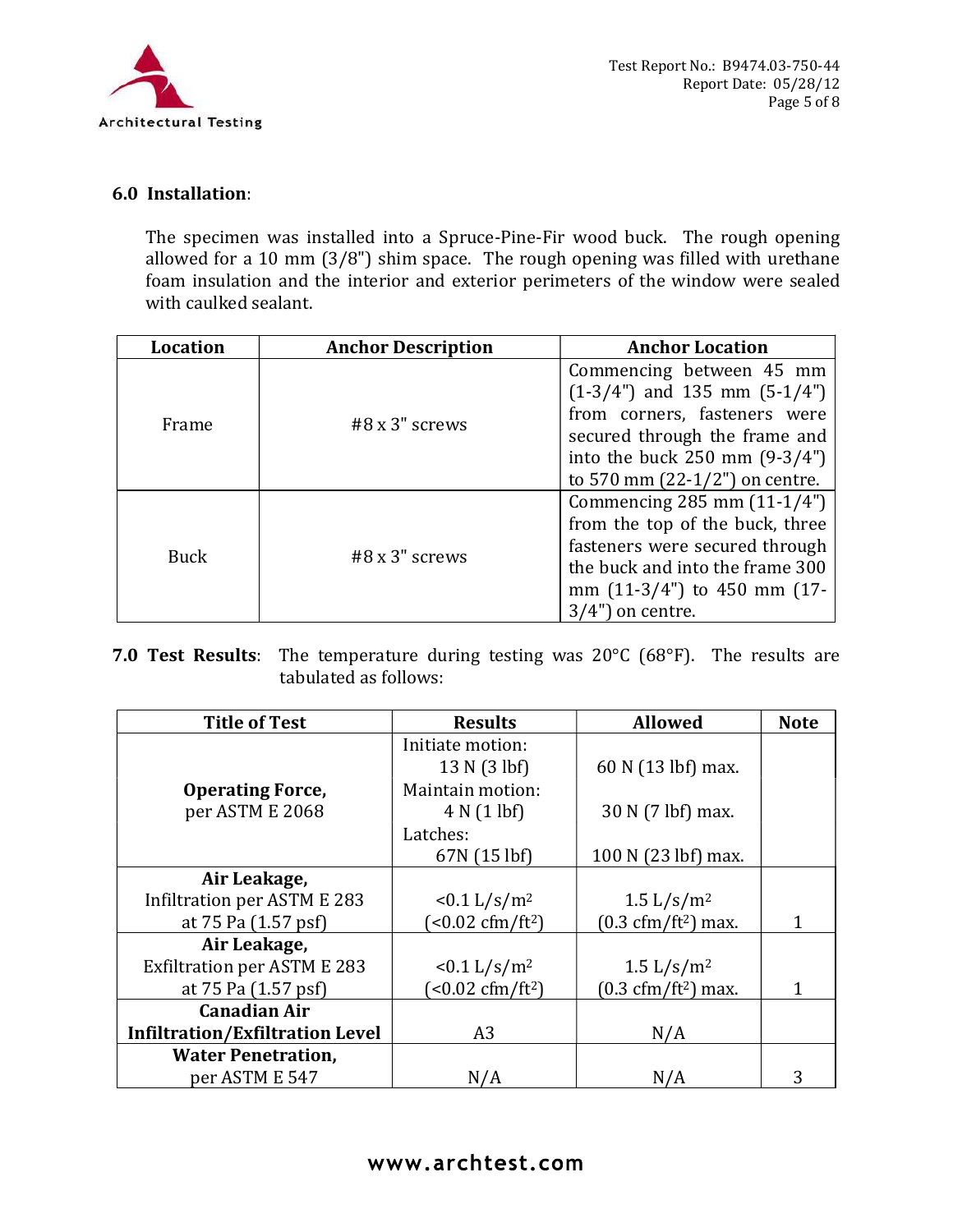**6.0 Installation**:

The specimen was installed into a Spruce-Pine-Fir wood buck. The rough opening allowed for a 10 mm (3/8") shim space. The rough opening was filled with urethane foam insulation and the interior and exterior perimeters of the window were sealed with caulked sealant.

| Location | Anchor Description | Anchor Location |
|---|---|---|
| Frame | #8 x 3" screws | Commencing between 45 mm (1-3/4") and 135 mm (5-1/4") from corners, fasteners were secured through the frame and into the buck 250 mm (9-3/4") to 570 mm (22-1/2") on centre. |
| Buck | #8 x 3" screws | Commencing 285 mm (11-1/4") from the top of the buck, three fasteners were secured through the buck and into the frame 300 mm (11-3/4") to 450 mm (17-3/4") on centre. |

**7.0 Test Results**: The temperature during testing was 20°C (68°F). The results are tabulated as follows:

| Title of Test | Results | Allowed | Note |
|---|---|---|---|
| **Operating Force,** per ASTM E 2068 | Initiate motion: 13 N (3 lbf)<br>Maintain motion: 4 N (1 lbf)<br>Latches: 67N (15 lbf) | 60 N (13 lbf) max.<br>30 N (7 lbf) max.<br>100 N (23 lbf) max. | |
| **Air Leakage,** Infiltration per ASTM E 283 at 75 Pa (1.57 psf) | <0.1 L/s/m$^2$ (<0.02 cfm/ft$^2$) | 1.5 L/s/m$^2$ (0.3 cfm/ft$^2$) max. | 1 |
| **Air Leakage,** Exfiltration per ASTM E 283 at 75 Pa (1.57 psf) | <0.1 L/s/m$^2$ (<0.02 cfm/ft$^2$) | 1.5 L/s/m$^2$ (0.3 cfm/ft$^2$) max. | 1 |
| **Canadian Air Infiltration/Exfiltration Level** | A3 | N/A | |
| **Water Penetration,** per ASTM E 547 | N/A | N/A | 3 |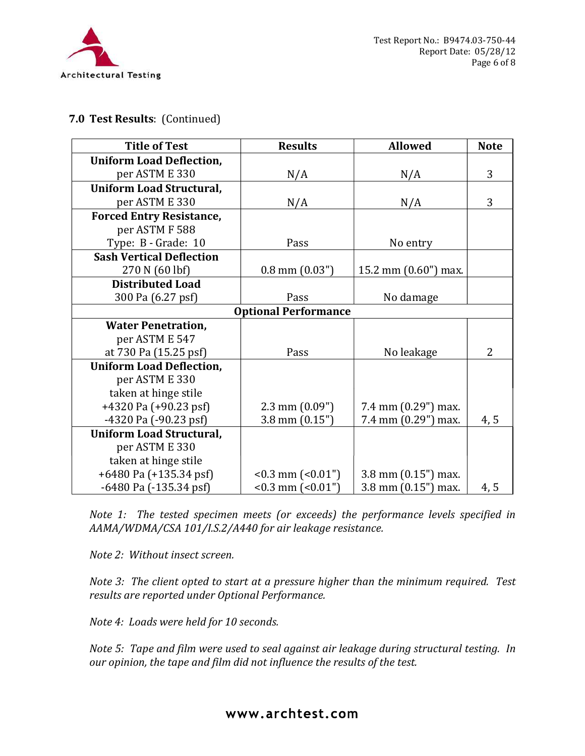**7.0 Test Results**: (Continued)

| Title of Test | Results | Allowed | Note |
|---|---|---|---|
| **Uniform Load Deflection,** per ASTM E 330 | N/A | N/A | 3 |
| **Uniform Load Structural,** per ASTM E 330 | N/A | N/A | 3 |
| **Forced Entry Resistance,** per ASTM F 588 Type: B - Grade: 10 | Pass | No entry | |
| **Sash Vertical Deflection** 270 N (60 lbf) | 0.8 mm (0.03") | 15.2 mm (0.60") max. | |
| **Distributed Load** 300 Pa (6.27 psf) | Pass | No damage | |
| **Optional Performance** | | | |
| **Water Penetration,** per ASTM E 547 at 730 Pa (15.25 psf) | Pass | No leakage | 2 |
| **Uniform Load Deflection,** per ASTM E 330 taken at hinge stile +4320 Pa (+90.23 psf) -4320 Pa (-90.23 psf) | 2.3 mm (0.09") 3.8 mm (0.15") | 7.4 mm (0.29") max. 7.4 mm (0.29") max. | 4, 5 |
| **Uniform Load Structural,** per ASTM E 330 taken at hinge stile +6480 Pa (+135.34 psf) -6480 Pa (-135.34 psf) | <0.3 mm (<0.01") <0.3 mm (<0.01") | 3.8 mm (0.15") max. 3.8 mm (0.15") max. | 4, 5 |

*Note 1: The tested specimen meets (or exceeds) the performance levels specified in AAMA/WDMA/CSA 101/I.S.2/A440 for air leakage resistance.*

*Note 2: Without insect screen.*

*Note 3: The client opted to start at a pressure higher than the minimum required. Test results are reported under Optional Performance.*

*Note 4: Loads were held for 10 seconds.*

*Note 5: Tape and film were used to seal against air leakage during structural testing. In our opinion, the tape and film did not influence the results of the test.*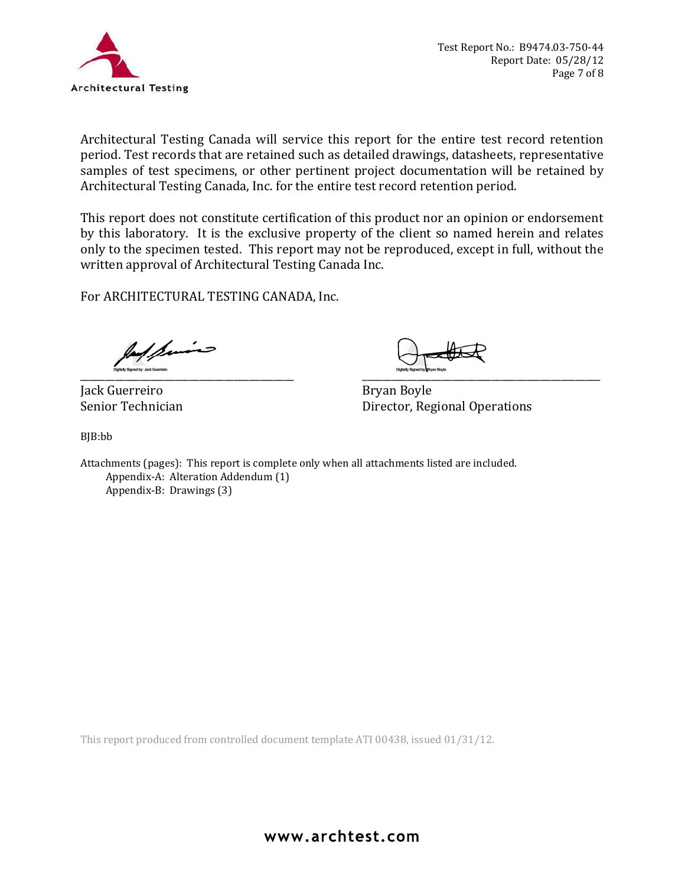Architectural Testing Canada will service this report for the entire test record retention period. Test records that are retained such as detailed drawings, datasheets, representative samples of test specimens, or other pertinent project documentation will be retained by Architectural Testing Canada, Inc. for the entire test record retention period.

This report does not constitute certification of this product nor an opinion or endorsement by this laboratory. It is the exclusive property of the client so named herein and relates only to the specimen tested. This report may not be reproduced, except in full, without the written approval of Architectural Testing Canada Inc.

For ARCHITECTURAL TESTING CANADA, Inc.

| Digitally Signed by: Jack Guerreiro | Digitally Signed by: Bryan Boyle |
|---|---|
| Jack Guerreiro | Bryan Boyle |
| Senior Technician | Director, Regional Operations |

BJB:bb

Attachments (pages): This report is complete only when all attachments listed are included.

- Appendix-A: Alteration Addendum (1)
- Appendix-B: Drawings (3)

This report produced from controlled document template ATI 00438, issued 01/31/12.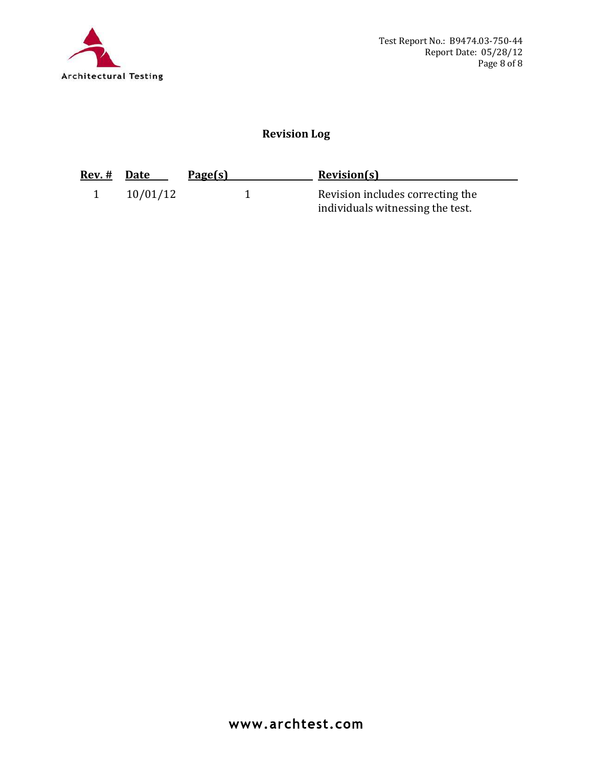## Revision Log

| Rev. # | Date | Page(s) | Revision(s) |
|---|---|---|---|
| 1 | 10/01/12 | 1 | Revision includes correcting the individuals witnessing the test. |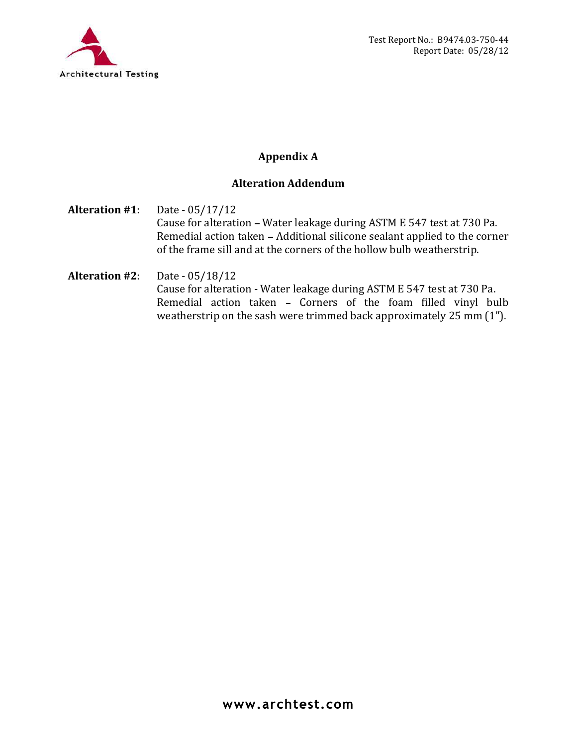## Appendix A

### Alteration Addendum

**Alteration #1**: Date - 05/17/12
Cause for alteration – Water leakage during ASTM E 547 test at 730 Pa.
Remedial action taken – Additional silicone sealant applied to the corner of the frame sill and at the corners of the hollow bulb weatherstrip.

**Alteration #2**: Date - 05/18/12
Cause for alteration - Water leakage during ASTM E 547 test at 730 Pa.
Remedial action taken – Corners of the foam filled vinyl bulb weatherstrip on the sash were trimmed back approximately 25 mm (1").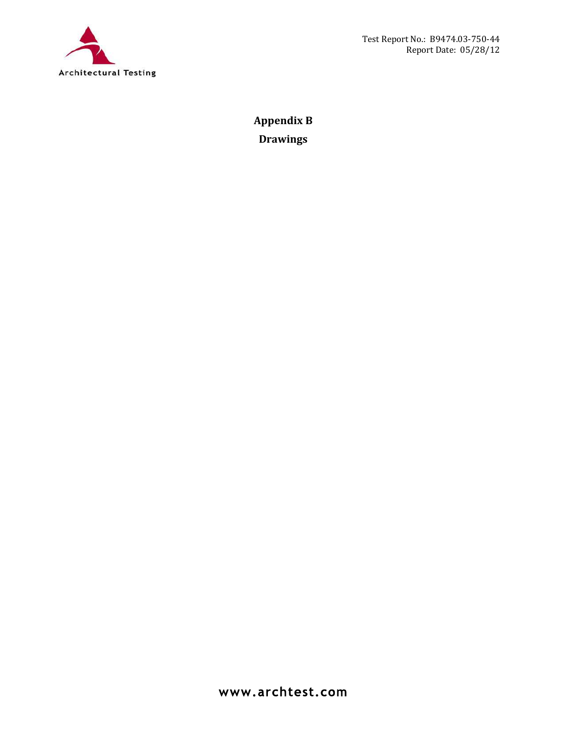# Appendix B

## Drawings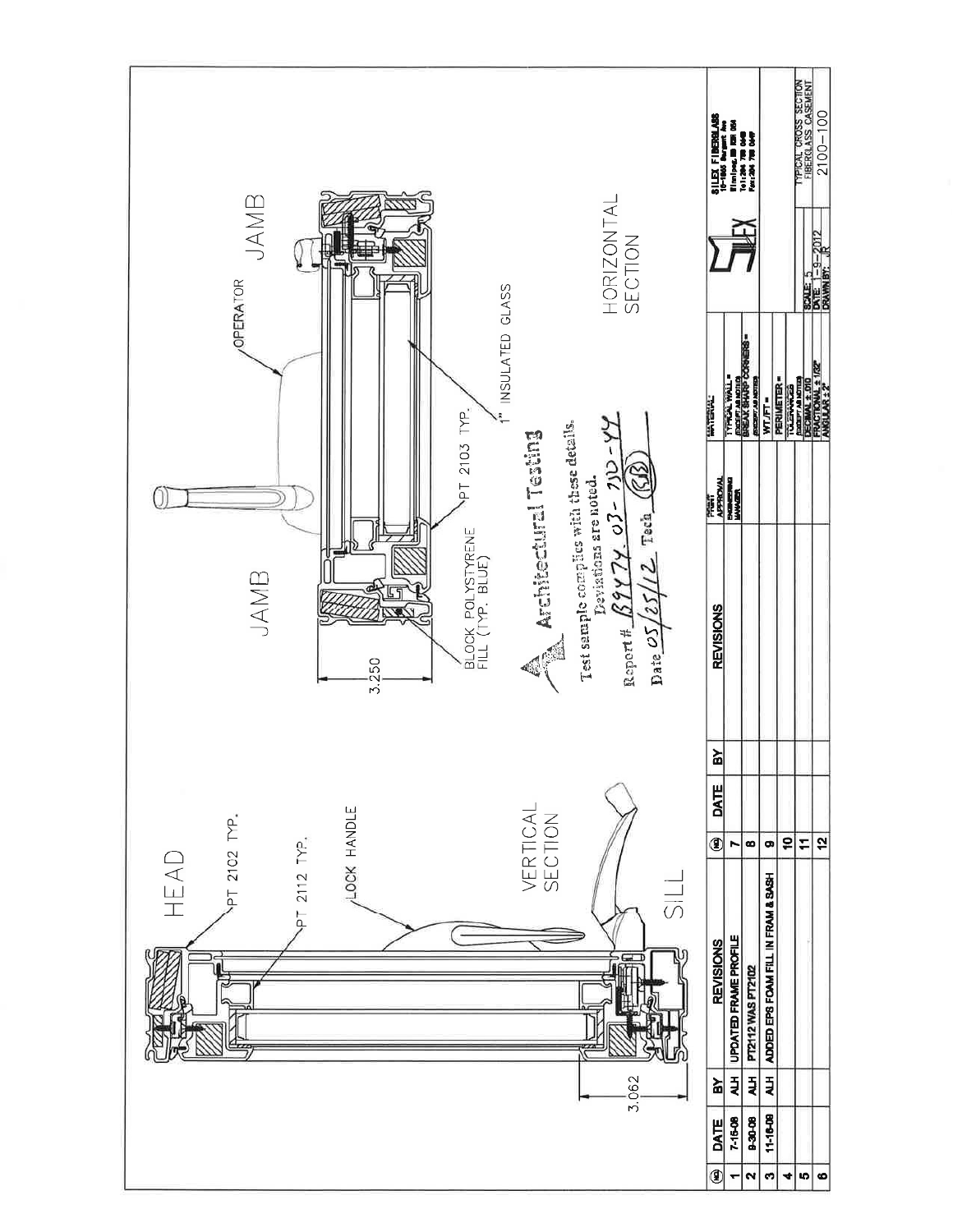HEAD

PT 2102 TYP.

PT 2112 TYP.

LOCK HANDLE

VERTICAL SECTION

SILL

3.062

JAMB

OPERATOR

JAMB

3.250

BLOCK POLYSTYRENE FILL (TYP. BLUE)

PT 2103 TYP.

1" INSULATED GLASS

HORIZONTAL SECTION

Architectural Testing

Test sample complies with these details. Deviations are noted.

Report # B9474.03-120-44

Date 05/25/12 Tech (GB)

| NO. | DATE | BY | REVISIONS | NO. | DATE | BY | REVISIONS |
|---|---|---|---|---|---|---|---|
| 1 | 7-15-08 | ALH | UPDATED FRAME PROFILE | 7 | | | |
| 2 | 8-30-08 | ALH | PT2112 WAS PT2102 | 8 | | | |
| 3 | 11-16-08 | ALH | ADDED EPS FOAM FILL IN FRAM & SASH | 9 | | | |
| 4 | | | | 10 | | | |
| 5 | | | | 11 | | | |
| 6 | | | | 12 | | | |

PRINT APPROVAL: ENGINEERING MANAGER

MATERIAL:
TYPICAL WALL =
(EXCEPT AS NOTED)
BREAK SHARP CORNERS =
(EXCEPT AS NOTED)
WT./FT =
PERIMETER =
TOLERANCES (EXCEPT AS NOTED)
DECIMAL ± .010
FRACTIONAL ± 1/32"
ANGULAR ± 2°

SILEX FIBERGLASS
10-1665 Sargent Ave
Winnipeg, MB R3H 0C4
Tel: 204 789 0449
Fax: 204 789 0447

SCALE: 5
DATE: 1-9-2012
DRAWN BY: JR

TYPICAL CROSS SECTION
FIBERGLASS CASEMENT
2100-100